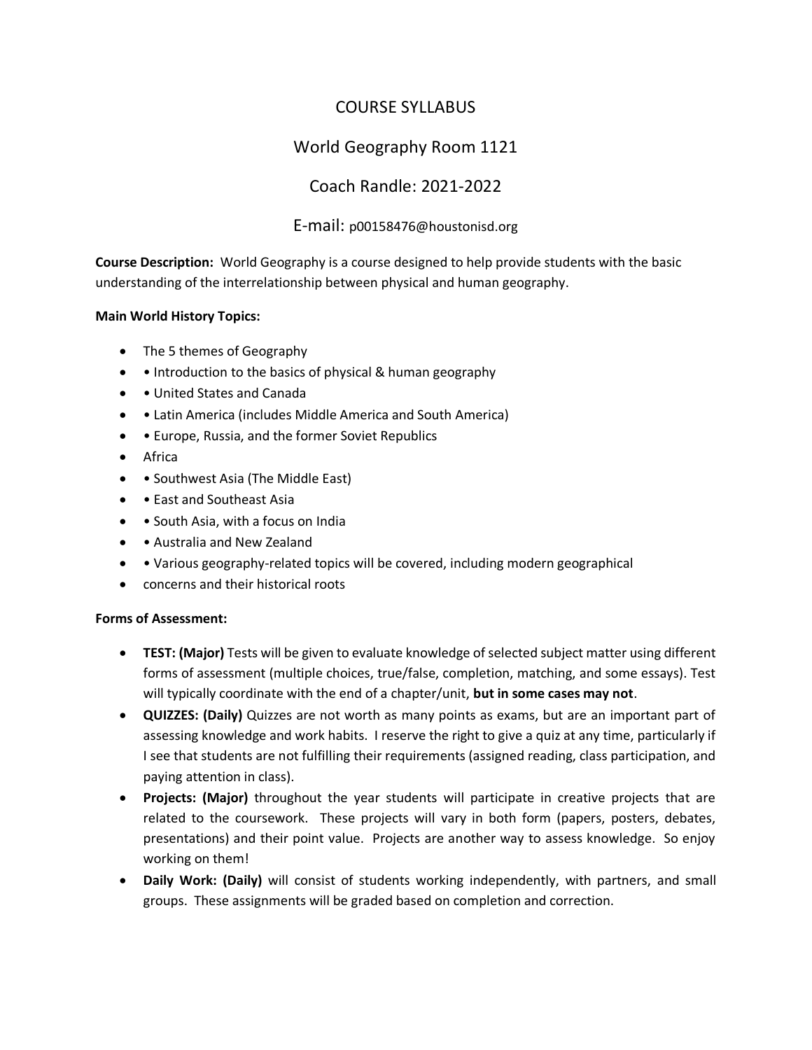# COURSE SYLLABUS

## World Geography Room 1121

## Coach Randle: 2021-2022

## E-mail: p00158476@houstonisd.org

**Course Description:** World Geography is a course designed to help provide students with the basic understanding of the interrelationship between physical and human geography.

**Main World History Topics:**

- The 5 themes of Geography
- • Introduction to the basics of physical & human geography
- • United States and Canada
- • Latin America (includes Middle America and South America)
- • Europe, Russia, and the former Soviet Republics
- Africa
- • Southwest Asia (The Middle East)
- • East and Southeast Asia
- • South Asia, with a focus on India
- • Australia and New Zealand
- • Various geography-related topics will be covered, including modern geographical
- concerns and their historical roots

**Forms of Assessment:**

- **TEST: (Major)** Tests will be given to evaluate knowledge of selected subject matter using different forms of assessment (multiple choices, true/false, completion, matching, and some essays). Test will typically coordinate with the end of a chapter/unit, **but in some cases may not**.
- **QUIZZES: (Daily)** Quizzes are not worth as many points as exams, but are an important part of assessing knowledge and work habits. I reserve the right to give a quiz at any time, particularly if I see that students are not fulfilling their requirements (assigned reading, class participation, and paying attention in class).
- **Projects: (Major)** throughout the year students will participate in creative projects that are related to the coursework. These projects will vary in both form (papers, posters, debates, presentations) and their point value. Projects are another way to assess knowledge. So enjoy working on them!
- **Daily Work: (Daily)** will consist of students working independently, with partners, and small groups. These assignments will be graded based on completion and correction.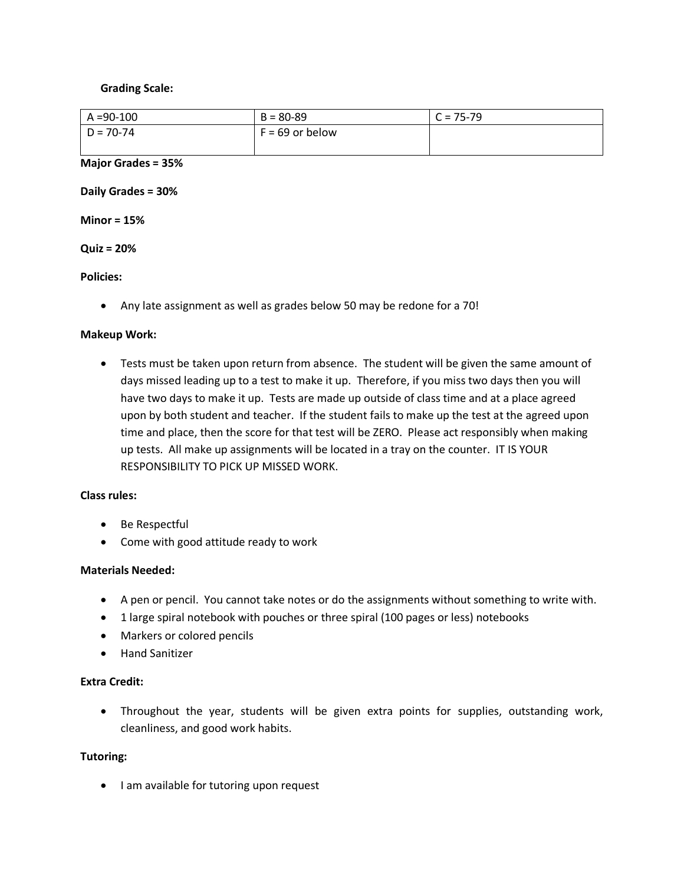**Grading Scale:**

| | | |
|---|---|---|
| A =90-100 | B = 80-89 | C = 75-79 |
| D = 70-74 | F = 69 or below | |

**Major Grades = 35%**

**Daily Grades = 30%**

**Minor = 15%**

**Quiz = 20%**

**Policies:**

- Any late assignment as well as grades below 50 may be redone for a 70!

**Makeup Work:**

- Tests must be taken upon return from absence. The student will be given the same amount of days missed leading up to a test to make it up. Therefore, if you miss two days then you will have two days to make it up. Tests are made up outside of class time and at a place agreed upon by both student and teacher. If the student fails to make up the test at the agreed upon time and place, then the score for that test will be ZERO. Please act responsibly when making up tests. All make up assignments will be located in a tray on the counter. IT IS YOUR RESPONSIBILITY TO PICK UP MISSED WORK.

**Class rules:**

- Be Respectful
- Come with good attitude ready to work

**Materials Needed:**

- A pen or pencil. You cannot take notes or do the assignments without something to write with.
- 1 large spiral notebook with pouches or three spiral (100 pages or less) notebooks
- Markers or colored pencils
- Hand Sanitizer

**Extra Credit:**

- Throughout the year, students will be given extra points for supplies, outstanding work, cleanliness, and good work habits.

**Tutoring:**

- I am available for tutoring upon request